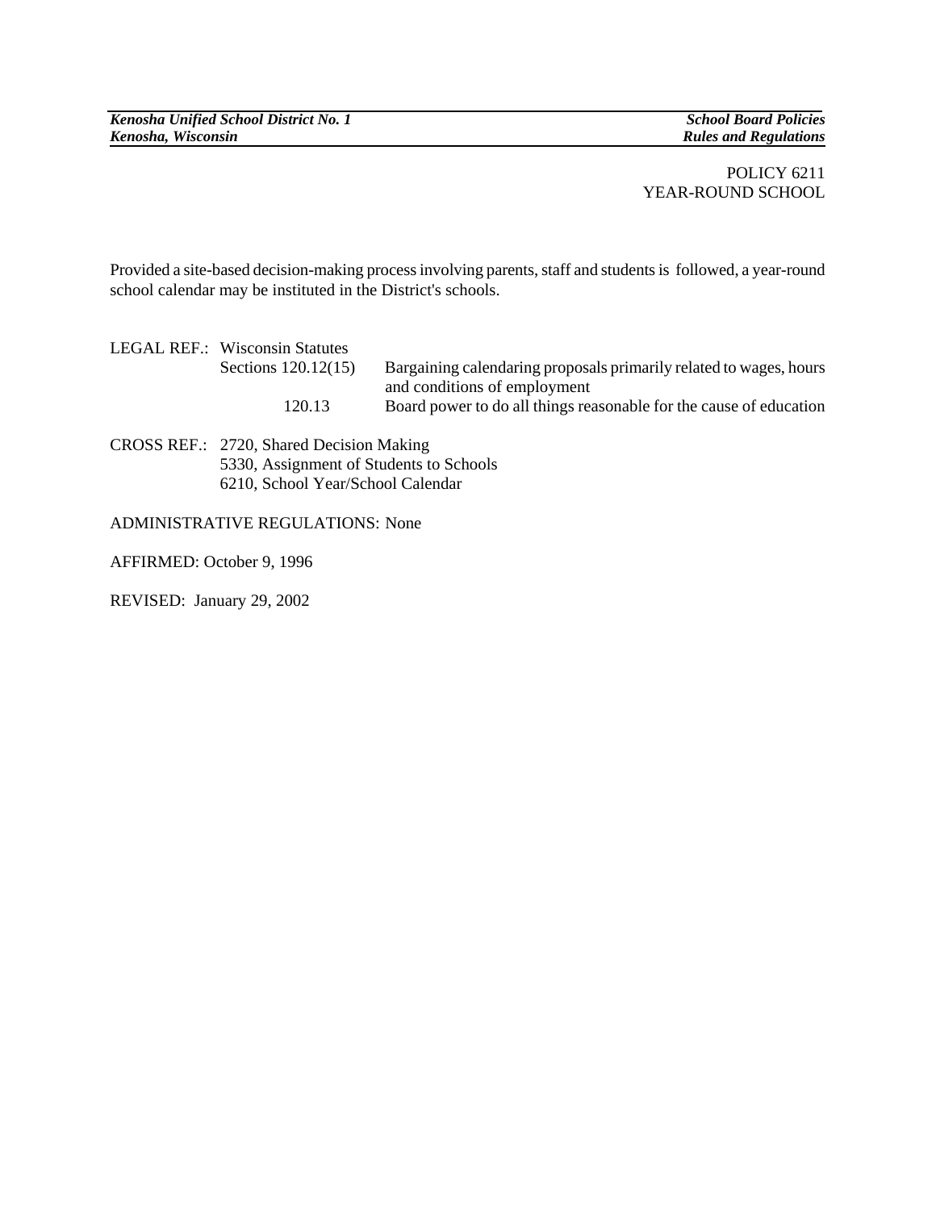# POLICY 6211
## YEAR-ROUND SCHOOL

Provided a site-based decision-making process involving parents, staff and students is followed, a year-round school calendar may be instituted in the District's schools.

LEGAL REF.: Wisconsin Statutes

| | |
|---|---|
| Sections 120.12(15) | Bargaining calendaring proposals primarily related to wages, hours and conditions of employment |
| 120.13 | Board power to do all things reasonable for the cause of education |

CROSS REF.: 2720, Shared Decision Making
5330, Assignment of Students to Schools
6210, School Year/School Calendar

ADMINISTRATIVE REGULATIONS: None

AFFIRMED: October 9, 1996

REVISED: January 29, 2002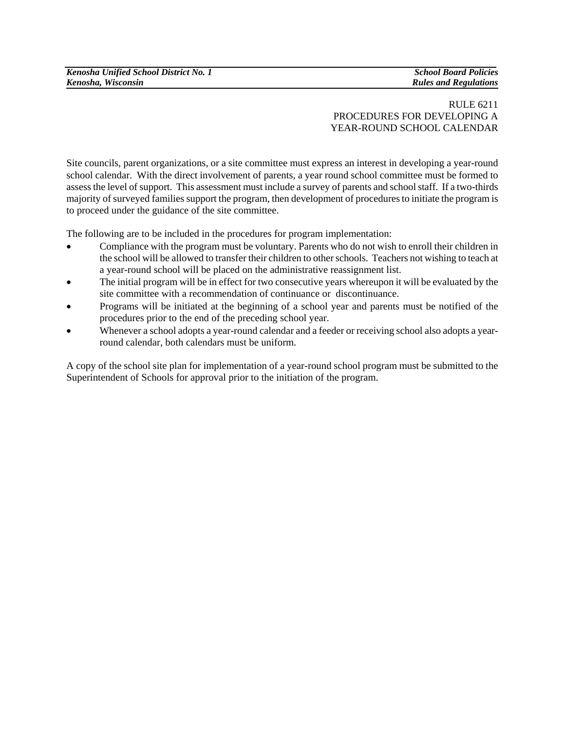RULE 6211
PROCEDURES FOR DEVELOPING A
YEAR-ROUND SCHOOL CALENDAR

Site councils, parent organizations, or a site committee must express an interest in developing a year-round school calendar. With the direct involvement of parents, a year round school committee must be formed to assess the level of support. This assessment must include a survey of parents and school staff. If a two-thirds majority of surveyed families support the program, then development of procedures to initiate the program is to proceed under the guidance of the site committee.

The following are to be included in the procedures for program implementation:

- Compliance with the program must be voluntary. Parents who do not wish to enroll their children in the school will be allowed to transfer their children to other schools. Teachers not wishing to teach at a year-round school will be placed on the administrative reassignment list.
- The initial program will be in effect for two consecutive years whereupon it will be evaluated by the site committee with a recommendation of continuance or discontinuance.
- Programs will be initiated at the beginning of a school year and parents must be notified of the procedures prior to the end of the preceding school year.
- Whenever a school adopts a year-round calendar and a feeder or receiving school also adopts a year-round calendar, both calendars must be uniform.

A copy of the school site plan for implementation of a year-round school program must be submitted to the Superintendent of Schools for approval prior to the initiation of the program.